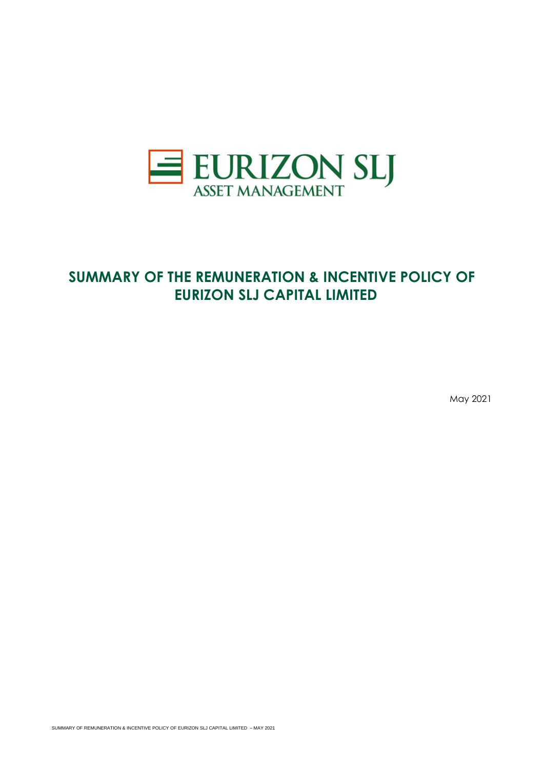EURIZON SLJ
ASSET MANAGEMENT

# SUMMARY OF THE REMUNERATION & INCENTIVE POLICY OF EURIZON SLJ CAPITAL LIMITED

May 2021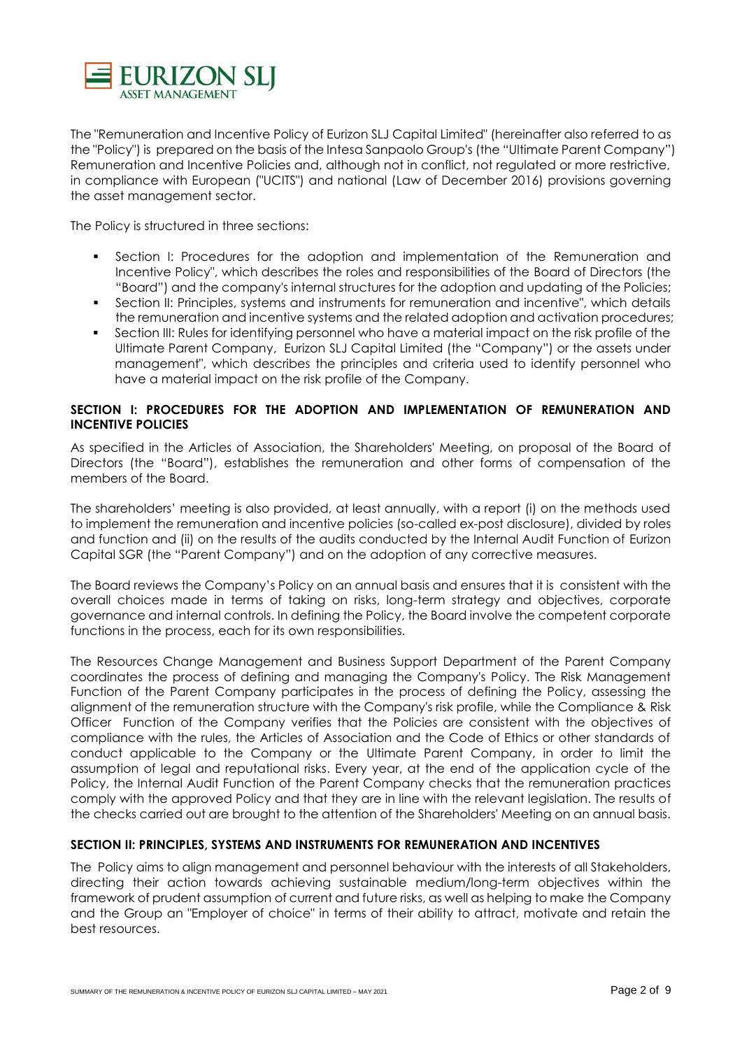The "Remuneration and Incentive Policy of Eurizon SLJ Capital Limited" (hereinafter also referred to as the "Policy") is prepared on the basis of the Intesa Sanpaolo Group's (the "Ultimate Parent Company") Remuneration and Incentive Policies and, although not in conflict, not regulated or more restrictive, in compliance with European ("UCITS") and national (Law of December 2016) provisions governing the asset management sector.

The Policy is structured in three sections:

- Section I: Procedures for the adoption and implementation of the Remuneration and Incentive Policy", which describes the roles and responsibilities of the Board of Directors (the "Board") and the company's internal structures for the adoption and updating of the Policies;
- Section II: Principles, systems and instruments for remuneration and incentive", which details the remuneration and incentive systems and the related adoption and activation procedures;
- Section III: Rules for identifying personnel who have a material impact on the risk profile of the Ultimate Parent Company, Eurizon SLJ Capital Limited (the "Company") or the assets under management", which describes the principles and criteria used to identify personnel who have a material impact on the risk profile of the Company.

## SECTION I: PROCEDURES FOR THE ADOPTION AND IMPLEMENTATION OF REMUNERATION AND INCENTIVE POLICIES

As specified in the Articles of Association, the Shareholders' Meeting, on proposal of the Board of Directors (the "Board"), establishes the remuneration and other forms of compensation of the members of the Board.

The shareholders' meeting is also provided, at least annually, with a report (i) on the methods used to implement the remuneration and incentive policies (so-called ex-post disclosure), divided by roles and function and (ii) on the results of the audits conducted by the Internal Audit Function of Eurizon Capital SGR (the "Parent Company") and on the adoption of any corrective measures.

The Board reviews the Company's Policy on an annual basis and ensures that it is consistent with the overall choices made in terms of taking on risks, long-term strategy and objectives, corporate governance and internal controls. In defining the Policy, the Board involve the competent corporate functions in the process, each for its own responsibilities.

The Resources Change Management and Business Support Department of the Parent Company coordinates the process of defining and managing the Company's Policy. The Risk Management Function of the Parent Company participates in the process of defining the Policy, assessing the alignment of the remuneration structure with the Company's risk profile, while the Compliance & Risk Officer Function of the Company verifies that the Policies are consistent with the objectives of compliance with the rules, the Articles of Association and the Code of Ethics or other standards of conduct applicable to the Company or the Ultimate Parent Company, in order to limit the assumption of legal and reputational risks. Every year, at the end of the application cycle of the Policy, the Internal Audit Function of the Parent Company checks that the remuneration practices comply with the approved Policy and that they are in line with the relevant legislation. The results of the checks carried out are brought to the attention of the Shareholders' Meeting on an annual basis.

## SECTION II: PRINCIPLES, SYSTEMS AND INSTRUMENTS FOR REMUNERATION AND INCENTIVES

The Policy aims to align management and personnel behaviour with the interests of all Stakeholders, directing their action towards achieving sustainable medium/long-term objectives within the framework of prudent assumption of current and future risks, as well as helping to make the Company and the Group an "Employer of choice" in terms of their ability to attract, motivate and retain the best resources.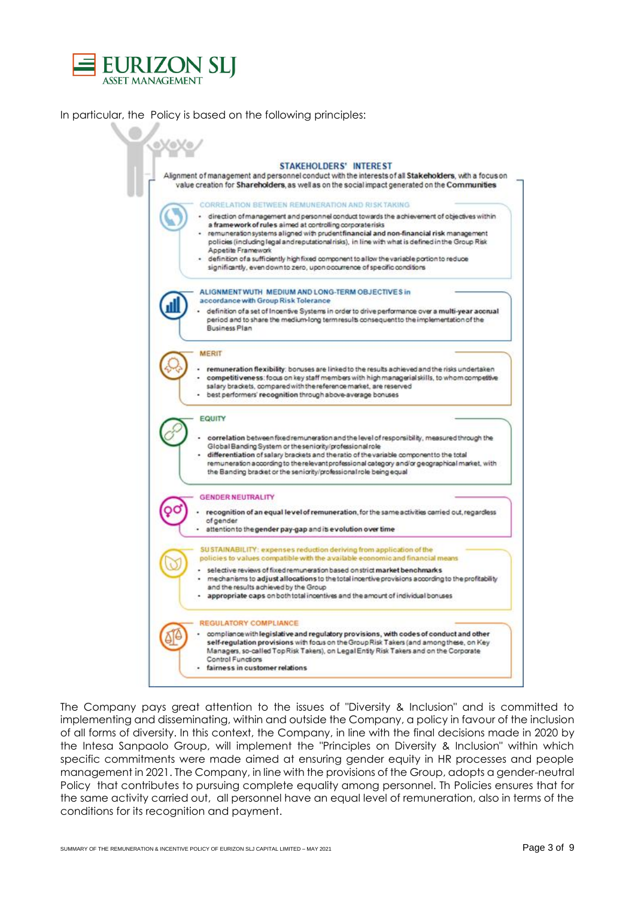In particular, the  Policy is based on the following principles:

**STAKEHOLDERS' INTEREST**

Alignment of management and personnel conduct with the interests of all **Stakeholders**, with a focus on value creation for **Shareholders**, as well as on the social impact generated on the **Communities**

**CORRELATION BETWEEN REMUNERATION AND RISK TAKING**

- direction of management and personnel conduct towards the achievement of objectives within **a framework of rules** aimed at controlling corporate risks
- remuneration systems aligned with prudent **financial and non-financial risk** management policies (including legal and reputational risks), in line with what is defined in the Group Risk Appetite Framework
- definition of a sufficiently high fixed component to allow the variable portion to reduce significantly, even down to zero, upon occurrence of specific conditions

**ALIGNMENT WUTH MEDIUM AND LONG-TERM OBJECTIVES in accordance with Group Risk Tolerance**

- definition of a set of Incentive Systems in order to drive performance over a **multi-year accrual** period and to share the medium-long term results consequent to the implementation of the Business Plan

**MERIT**

- **remuneration flexibility**: bonuses are linked to the results achieved and the risks undertaken
- **competitiveness**: focus on key staff members with high managerial skills, to whom competitive salary brackets, compared with the reference market, are reserved
- best performers' **recognition** through above-average bonuses

**EQUITY**

- **correlation** between fixed remuneration and the level of responsibility, measured through the Global Banding System or the seniority/professional role
- **differentiation** of salary brackets and the ratio of the variable component to the total remuneration according to the relevant professional category and/or geographical market, with the Banding bracket or the seniority/professional role being equal

**GENDER NEUTRALITY**

- **recognition of an equal level of remuneration**, for the same activities carried out, regardless of gender
- attention to the **gender pay-gap** and its **evolution over time**

**SUSTAINABILITY: expenses reduction deriving from application of the policies to values compatible with the available economic and financial means**

- selective reviews of fixed remuneration based on strict **market benchmarks**
- mechanisms to **adjust allocations** to the total incentive provisions according to the profitability and the results achieved by the Group
- **appropriate caps** on both total incentives and the amount of individual bonuses

**REGULATORY COMPLIANCE**

- compliance with **legislative and regulatory provisions**, **with codes of conduct and other self-regulation provisions** with focus on the Group Risk Takers (and among these, on Key Managers, so-called Top Risk Takers), on Legal Entity Risk Takers and on the Corporate Control Functions
- **fairness in customer relations**

The Company pays great attention to the issues of "Diversity & Inclusion" and is committed to implementing and disseminating, within and outside the Company, a policy in favour of the inclusion of all forms of diversity. In this context, the Company, in line with the final decisions made in 2020 by the Intesa Sanpaolo Group, will implement the "Principles on Diversity & Inclusion" within which specific commitments were made aimed at ensuring gender equity in HR processes and people management in 2021. The Company, in line with the provisions of the Group, adopts a gender-neutral Policy  that contributes to pursuing complete equality among personnel. Th Policies ensures that for the same activity carried out,  all personnel have an equal level of remuneration, also in terms of the conditions for its recognition and payment.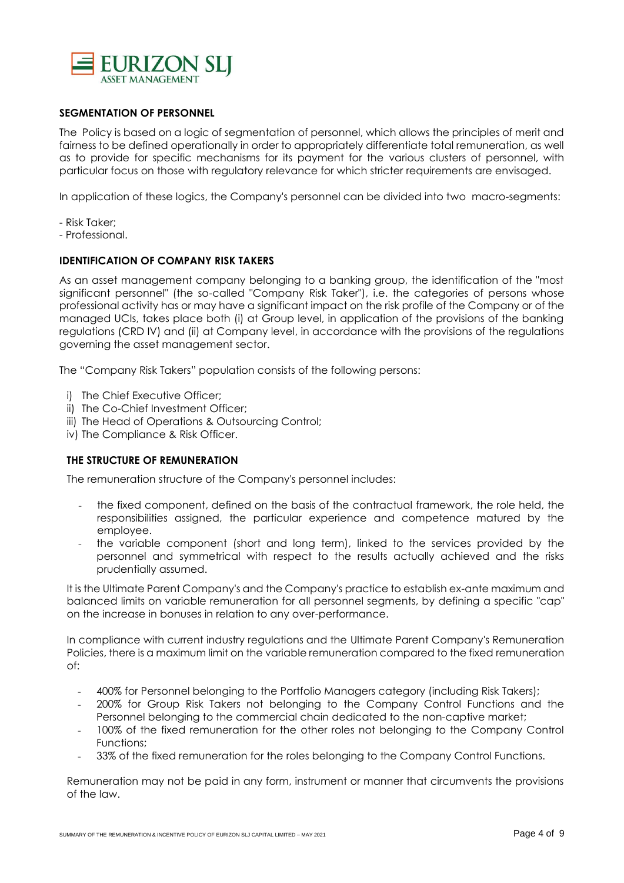## SEGMENTATION OF PERSONNEL

The Policy is based on a logic of segmentation of personnel, which allows the principles of merit and fairness to be defined operationally in order to appropriately differentiate total remuneration, as well as to provide for specific mechanisms for its payment for the various clusters of personnel, with particular focus on those with regulatory relevance for which stricter requirements are envisaged.

In application of these logics, the Company's personnel can be divided into two macro-segments:

- Risk Taker;
- Professional.

## IDENTIFICATION OF COMPANY RISK TAKERS

As an asset management company belonging to a banking group, the identification of the "most significant personnel" (the so-called "Company Risk Taker"), i.e. the categories of persons whose professional activity has or may have a significant impact on the risk profile of the Company or of the managed UCIs, takes place both (i) at Group level, in application of the provisions of the banking regulations (CRD IV) and (ii) at Company level, in accordance with the provisions of the regulations governing the asset management sector.

The "Company Risk Takers" population consists of the following persons:

i) The Chief Executive Officer;
ii) The Co-Chief Investment Officer;
iii) The Head of Operations & Outsourcing Control;
iv) The Compliance & Risk Officer.

## THE STRUCTURE OF REMUNERATION

The remuneration structure of the Company's personnel includes:

- the fixed component, defined on the basis of the contractual framework, the role held, the responsibilities assigned, the particular experience and competence matured by the employee.
- the variable component (short and long term), linked to the services provided by the personnel and symmetrical with respect to the results actually achieved and the risks prudentially assumed.

It is the Ultimate Parent Company's and the Company's practice to establish ex-ante maximum and balanced limits on variable remuneration for all personnel segments, by defining a specific "cap" on the increase in bonuses in relation to any over-performance.

In compliance with current industry regulations and the Ultimate Parent Company's Remuneration Policies, there is a maximum limit on the variable remuneration compared to the fixed remuneration of:

- 400% for Personnel belonging to the Portfolio Managers category (including Risk Takers);
- 200% for Group Risk Takers not belonging to the Company Control Functions and the Personnel belonging to the commercial chain dedicated to the non-captive market;
- 100% of the fixed remuneration for the other roles not belonging to the Company Control Functions;
- 33% of the fixed remuneration for the roles belonging to the Company Control Functions.

Remuneration may not be paid in any form, instrument or manner that circumvents the provisions of the law.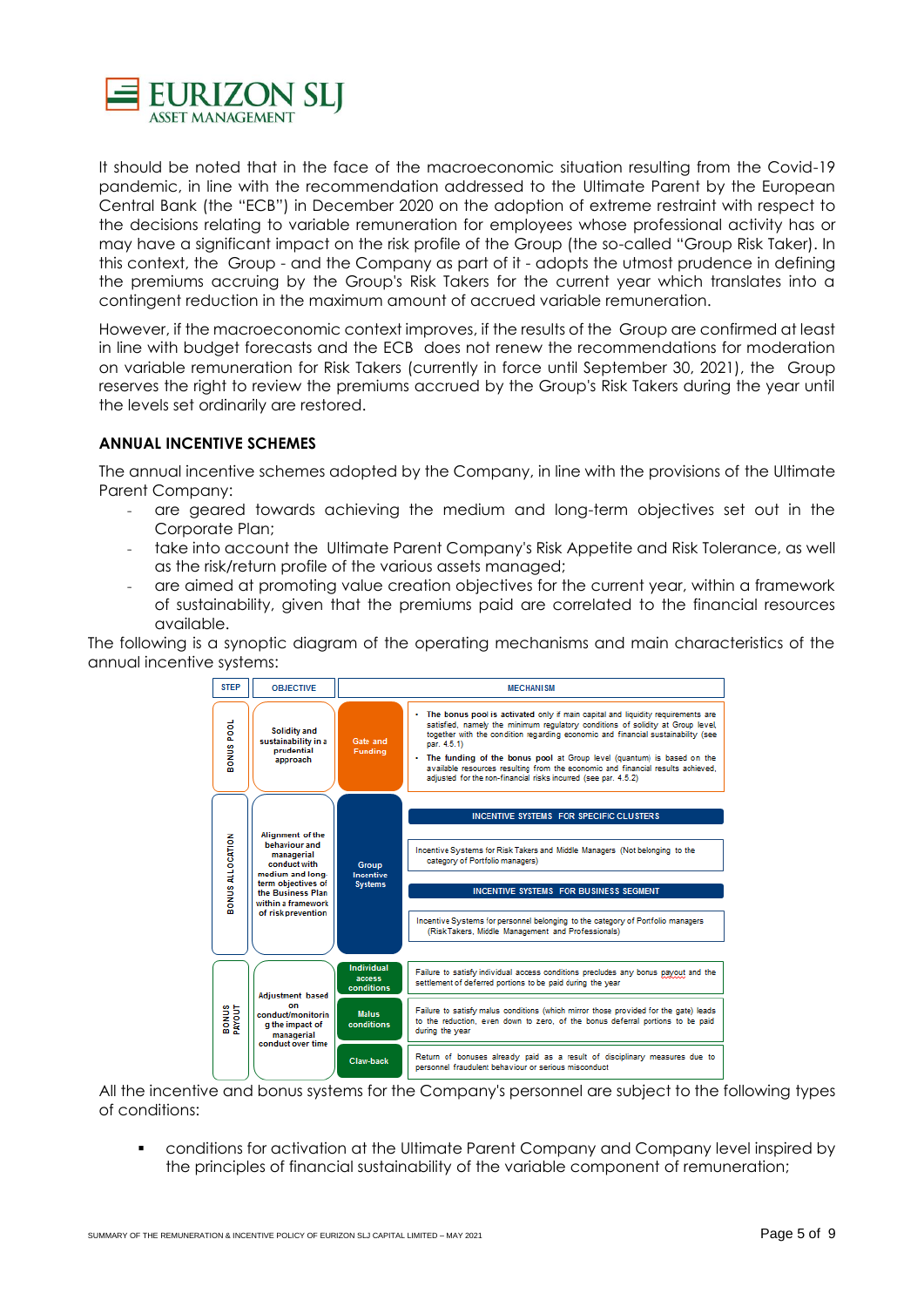It should be noted that in the face of the macroeconomic situation resulting from the Covid-19 pandemic, in line with the recommendation addressed to the Ultimate Parent by the European Central Bank (the "ECB") in December 2020 on the adoption of extreme restraint with respect to the decisions relating to variable remuneration for employees whose professional activity has or may have a significant impact on the risk profile of the Group (the so-called "Group Risk Taker). In this context, the Group - and the Company as part of it - adopts the utmost prudence in defining the premiums accruing by the Group's Risk Takers for the current year which translates into a contingent reduction in the maximum amount of accrued variable remuneration.

However, if the macroeconomic context improves, if the results of the Group are confirmed at least in line with budget forecasts and the ECB does not renew the recommendations for moderation on variable remuneration for Risk Takers (currently in force until September 30, 2021), the Group reserves the right to review the premiums accrued by the Group's Risk Takers during the year until the levels set ordinarily are restored.

## ANNUAL INCENTIVE SCHEMES

The annual incentive schemes adopted by the Company, in line with the provisions of the Ultimate Parent Company:

- are geared towards achieving the medium and long-term objectives set out in the Corporate Plan;
- take into account the Ultimate Parent Company's Risk Appetite and Risk Tolerance, as well as the risk/return profile of the various assets managed;
- are aimed at promoting value creation objectives for the current year, within a framework of sustainability, given that the premiums paid are correlated to the financial resources available.

The following is a synoptic diagram of the operating mechanisms and main characteristics of the annual incentive systems:

| STEP | OBJECTIVE | MECHANISM | |
|---|---|---|---|
| BONUS POOL | Solidity and sustainability in a prudential approach | Gate and Funding | • **The bonus pool is activated** only if main capital and liquidity requirements are satisfied, namely the minimum regulatory conditions of solidity at Group level, together with the condition regarding economic and financial sustainability (see par. 4.5.1)<br>• **The funding of the bonus pool** at Group level (quantum) is based on the available resources resulting from the economic and financial results achieved, adjusted for the non-financial risks incurred (see par. 4.5.2) |
| BONUS ALLOCATION | Alignment of the behaviour and managerial conduct with medium and long-term objectives of the Business Plan within a framework of risk prevention | Group Incentive Systems | **INCENTIVE SYSTEMS FOR SPECIFIC CLUSTERS**<br>Incentive Systems for Risk Takers and Middle Managers (Not belonging to the category of Portfolio managers)<br>**INCENTIVE SYSTEMS FOR BUSINESS SEGMENT**<br>Incentive Systems for personnel belonging to the category of Portfolio managers (Risk Takers, Middle Management and Professionals) |
| BONUS PAYOUT | Adjustment based on conduct/monitoring the impact of managerial conduct over time | Individual access conditions | Failure to satisfy individual access conditions precludes any bonus payout and the settlement of deferred portions to be paid during the year |
| | | Malus conditions | Failure to satisfy malus conditions (which mirror those provided for the gate) leads to the reduction, even down to zero, of the bonus deferral portions to be paid during the year |
| | | Claw-back | Return of bonuses already paid as a result of disciplinary measures due to personnel fraudulent behaviour or serious misconduct |

All the incentive and bonus systems for the Company's personnel are subject to the following types of conditions:

- conditions for activation at the Ultimate Parent Company and Company level inspired by the principles of financial sustainability of the variable component of remuneration;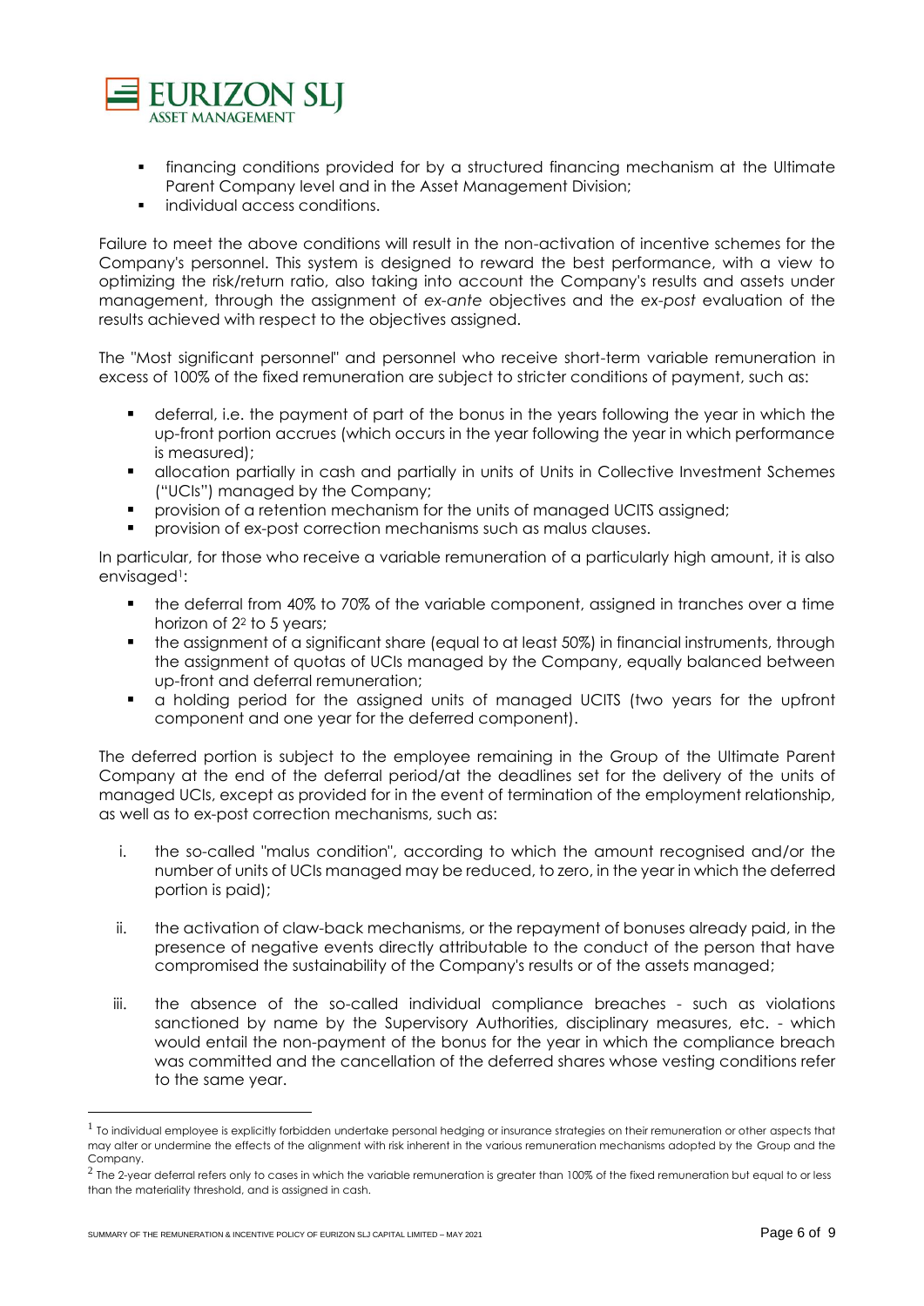- financing conditions provided for by a structured financing mechanism at the Ultimate Parent Company level and in the Asset Management Division;
- individual access conditions.

Failure to meet the above conditions will result in the non-activation of incentive schemes for the Company's personnel. This system is designed to reward the best performance, with a view to optimizing the risk/return ratio, also taking into account the Company's results and assets under management, through the assignment of *ex-ante* objectives and the *ex-post* evaluation of the results achieved with respect to the objectives assigned.

The "Most significant personnel" and personnel who receive short-term variable remuneration in excess of 100% of the fixed remuneration are subject to stricter conditions of payment, such as:

- deferral, i.e. the payment of part of the bonus in the years following the year in which the up-front portion accrues (which occurs in the year following the year in which performance is measured);
- allocation partially in cash and partially in units of Units in Collective Investment Schemes ("UCIs") managed by the Company;
- provision of a retention mechanism for the units of managed UCITS assigned;
- provision of ex-post correction mechanisms such as malus clauses.

In particular, for those who receive a variable remuneration of a particularly high amount, it is also envisaged[1]:

- the deferral from 40% to 70% of the variable component, assigned in tranches over a time horizon of 2[2] to 5 years;
- the assignment of a significant share (equal to at least 50%) in financial instruments, through the assignment of quotas of UCIs managed by the Company, equally balanced between up-front and deferral remuneration;
- a holding period for the assigned units of managed UCITS (two years for the upfront component and one year for the deferred component).

The deferred portion is subject to the employee remaining in the Group of the Ultimate Parent Company at the end of the deferral period/at the deadlines set for the delivery of the units of managed UCIs, except as provided for in the event of termination of the employment relationship, as well as to ex-post correction mechanisms, such as:

i. the so-called "malus condition", according to which the amount recognised and/or the number of units of UCIs managed may be reduced, to zero, in the year in which the deferred portion is paid);

ii. the activation of claw-back mechanisms, or the repayment of bonuses already paid, in the presence of negative events directly attributable to the conduct of the person that have compromised the sustainability of the Company's results or of the assets managed;

iii. the absence of the so-called individual compliance breaches - such as violations sanctioned by name by the Supervisory Authorities, disciplinary measures, etc. - which would entail the non-payment of the bonus for the year in which the compliance breach was committed and the cancellation of the deferred shares whose vesting conditions refer to the same year.

---

[1] To individual employee is explicitly forbidden undertake personal hedging or insurance strategies on their remuneration or other aspects that may alter or undermine the effects of the alignment with risk inherent in the various remuneration mechanisms adopted by the Group and the Company.

[2] The 2-year deferral refers only to cases in which the variable remuneration is greater than 100% of the fixed remuneration but equal to or less than the materiality threshold, and is assigned in cash.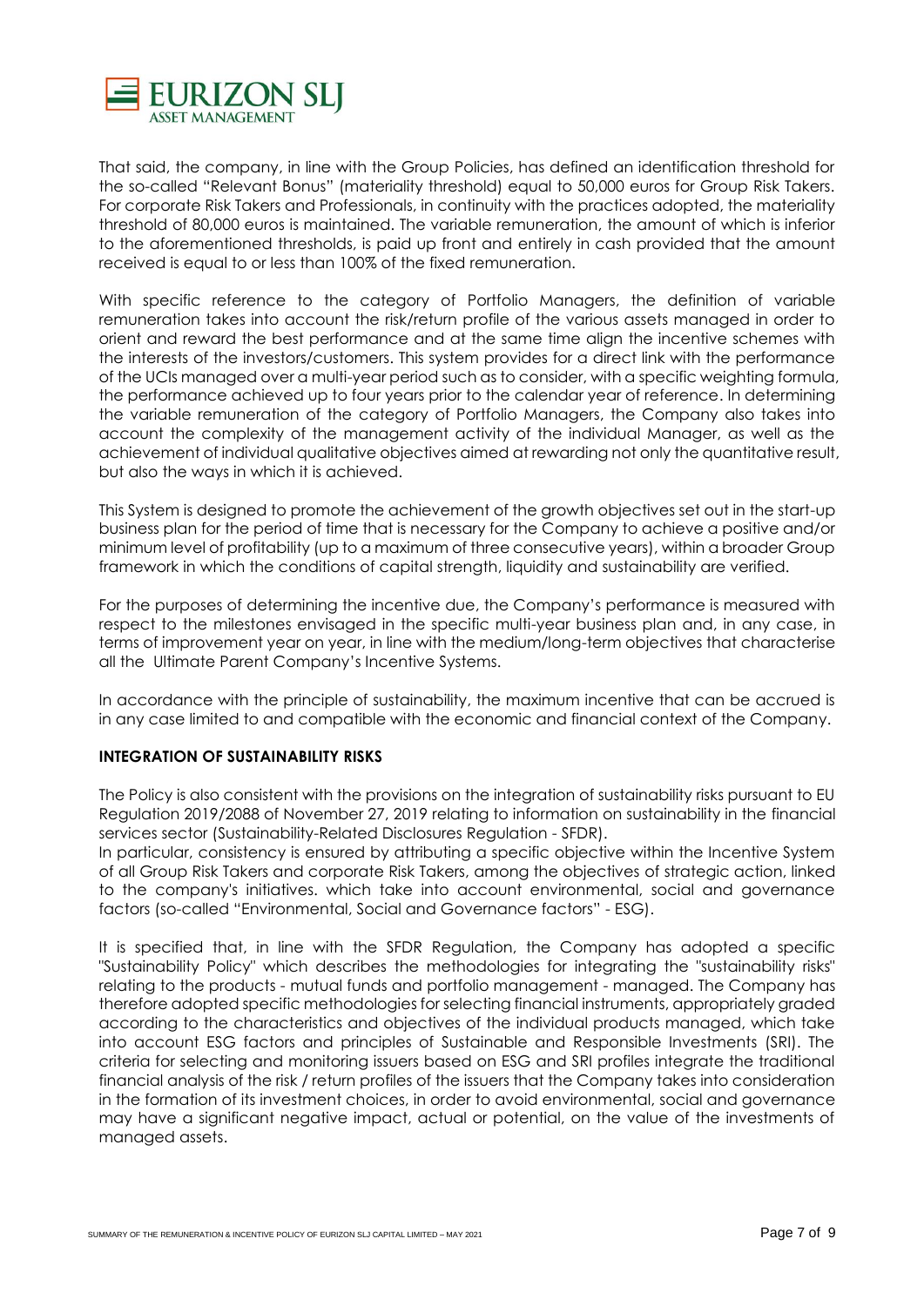That said, the company, in line with the Group Policies, has defined an identification threshold for the so-called "Relevant Bonus" (materiality threshold) equal to 50,000 euros for Group Risk Takers. For corporate Risk Takers and Professionals, in continuity with the practices adopted, the materiality threshold of 80,000 euros is maintained. The variable remuneration, the amount of which is inferior to the aforementioned thresholds, is paid up front and entirely in cash provided that the amount received is equal to or less than 100% of the fixed remuneration.

With specific reference to the category of Portfolio Managers, the definition of variable remuneration takes into account the risk/return profile of the various assets managed in order to orient and reward the best performance and at the same time align the incentive schemes with the interests of the investors/customers. This system provides for a direct link with the performance of the UCIs managed over a multi-year period such as to consider, with a specific weighting formula, the performance achieved up to four years prior to the calendar year of reference. In determining the variable remuneration of the category of Portfolio Managers, the Company also takes into account the complexity of the management activity of the individual Manager, as well as the achievement of individual qualitative objectives aimed at rewarding not only the quantitative result, but also the ways in which it is achieved.

This System is designed to promote the achievement of the growth objectives set out in the start-up business plan for the period of time that is necessary for the Company to achieve a positive and/or minimum level of profitability (up to a maximum of three consecutive years), within a broader Group framework in which the conditions of capital strength, liquidity and sustainability are verified.

For the purposes of determining the incentive due, the Company's performance is measured with respect to the milestones envisaged in the specific multi-year business plan and, in any case, in terms of improvement year on year, in line with the medium/long-term objectives that characterise all the Ultimate Parent Company's Incentive Systems.

In accordance with the principle of sustainability, the maximum incentive that can be accrued is in any case limited to and compatible with the economic and financial context of the Company.

**INTEGRATION OF SUSTAINABILITY RISKS**

The Policy is also consistent with the provisions on the integration of sustainability risks pursuant to EU Regulation 2019/2088 of November 27, 2019 relating to information on sustainability in the financial services sector (Sustainability-Related Disclosures Regulation - SFDR).
In particular, consistency is ensured by attributing a specific objective within the Incentive System of all Group Risk Takers and corporate Risk Takers, among the objectives of strategic action, linked to the company's initiatives. which take into account environmental, social and governance factors (so-called "Environmental, Social and Governance factors" - ESG).

It is specified that, in line with the SFDR Regulation, the Company has adopted a specific "Sustainability Policy" which describes the methodologies for integrating the "sustainability risks" relating to the products - mutual funds and portfolio management - managed. The Company has therefore adopted specific methodologies for selecting financial instruments, appropriately graded according to the characteristics and objectives of the individual products managed, which take into account ESG factors and principles of Sustainable and Responsible Investments (SRI). The criteria for selecting and monitoring issuers based on ESG and SRI profiles integrate the traditional financial analysis of the risk / return profiles of the issuers that the Company takes into consideration in the formation of its investment choices, in order to avoid environmental, social and governance may have a significant negative impact, actual or potential, on the value of the investments of managed assets.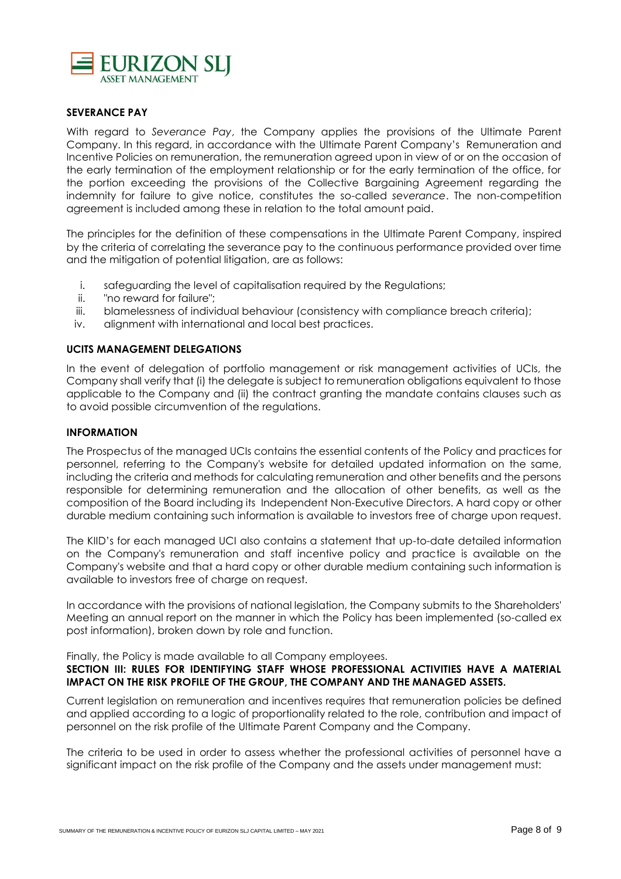## SEVERANCE PAY

With regard to *Severance Pay*, the Company applies the provisions of the Ultimate Parent Company. In this regard, in accordance with the Ultimate Parent Company's Remuneration and Incentive Policies on remuneration, the remuneration agreed upon in view of or on the occasion of the early termination of the employment relationship or for the early termination of the office, for the portion exceeding the provisions of the Collective Bargaining Agreement regarding the indemnity for failure to give notice, constitutes the so-called *severance*. The non-competition agreement is included among these in relation to the total amount paid.

The principles for the definition of these compensations in the Ultimate Parent Company, inspired by the criteria of correlating the severance pay to the continuous performance provided over time and the mitigation of potential litigation, are as follows:

i. safeguarding the level of capitalisation required by the Regulations;
ii. "no reward for failure";
iii. blamelessness of individual behaviour (consistency with compliance breach criteria);
iv. alignment with international and local best practices.

## UCITS MANAGEMENT DELEGATIONS

In the event of delegation of portfolio management or risk management activities of UCIs, the Company shall verify that (i) the delegate is subject to remuneration obligations equivalent to those applicable to the Company and (ii) the contract granting the mandate contains clauses such as to avoid possible circumvention of the regulations.

## INFORMATION

The Prospectus of the managed UCIs contains the essential contents of the Policy and practices for personnel, referring to the Company's website for detailed updated information on the same, including the criteria and methods for calculating remuneration and other benefits and the persons responsible for determining remuneration and the allocation of other benefits, as well as the composition of the Board including its Independent Non-Executive Directors. A hard copy or other durable medium containing such information is available to investors free of charge upon request.

The KIID's for each managed UCI also contains a statement that up-to-date detailed information on the Company's remuneration and staff incentive policy and practice is available on the Company's website and that a hard copy or other durable medium containing such information is available to investors free of charge on request.

In accordance with the provisions of national legislation, the Company submits to the Shareholders' Meeting an annual report on the manner in which the Policy has been implemented (so-called ex post information), broken down by role and function.

Finally, the Policy is made available to all Company employees.

## SECTION III: RULES FOR IDENTIFYING STAFF WHOSE PROFESSIONAL ACTIVITIES HAVE A MATERIAL IMPACT ON THE RISK PROFILE OF THE GROUP, THE COMPANY AND THE MANAGED ASSETS.

Current legislation on remuneration and incentives requires that remuneration policies be defined and applied according to a logic of proportionality related to the role, contribution and impact of personnel on the risk profile of the Ultimate Parent Company and the Company.

The criteria to be used in order to assess whether the professional activities of personnel have a significant impact on the risk profile of the Company and the assets under management must: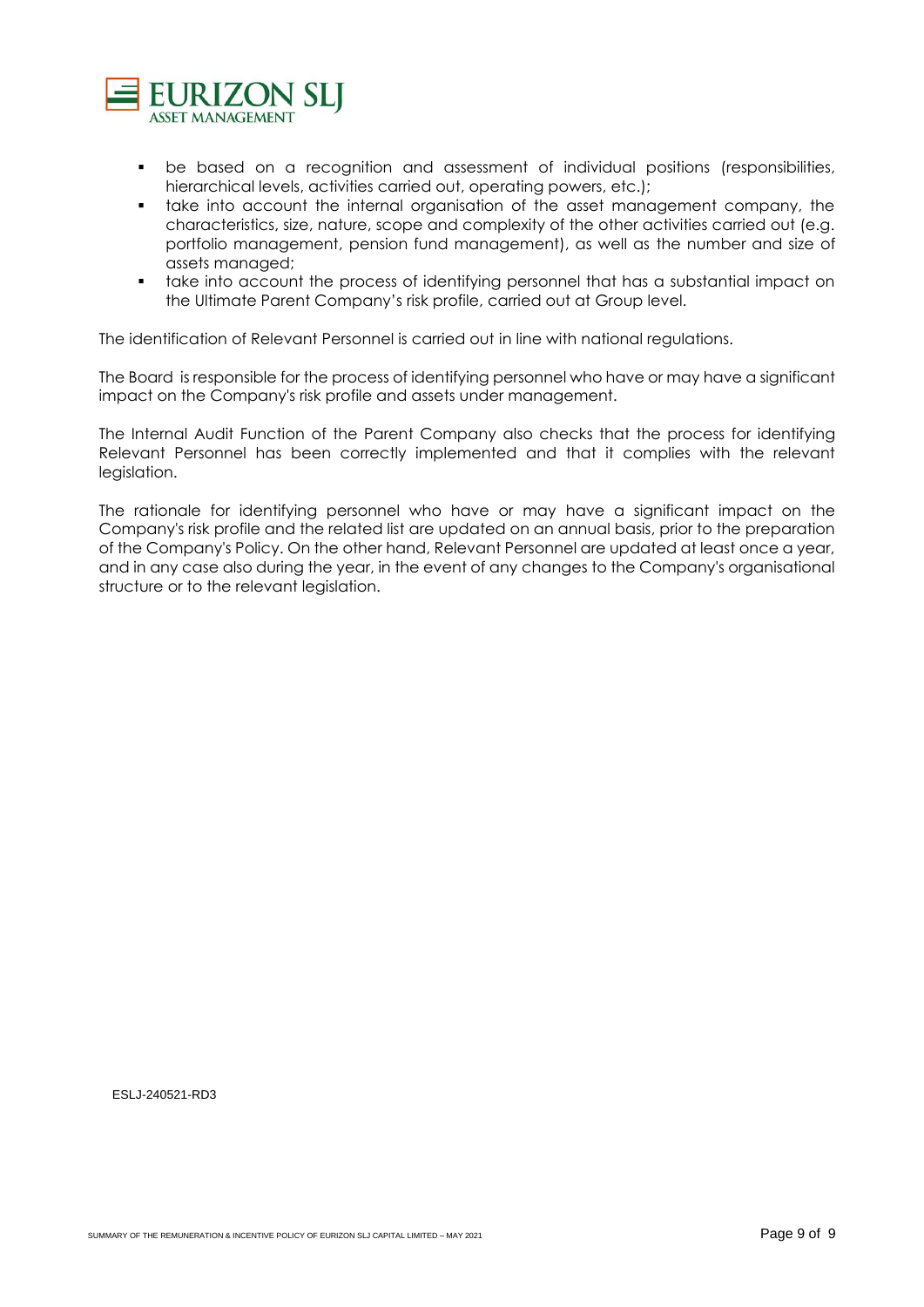- be based on a recognition and assessment of individual positions (responsibilities, hierarchical levels, activities carried out, operating powers, etc.);
- take into account the internal organisation of the asset management company, the characteristics, size, nature, scope and complexity of the other activities carried out (e.g. portfolio management, pension fund management), as well as the number and size of assets managed;
- take into account the process of identifying personnel that has a substantial impact on the Ultimate Parent Company's risk profile, carried out at Group level.

The identification of Relevant Personnel is carried out in line with national regulations.

The Board is responsible for the process of identifying personnel who have or may have a significant impact on the Company's risk profile and assets under management.

The Internal Audit Function of the Parent Company also checks that the process for identifying Relevant Personnel has been correctly implemented and that it complies with the relevant legislation.

The rationale for identifying personnel who have or may have a significant impact on the Company's risk profile and the related list are updated on an annual basis, prior to the preparation of the Company's Policy. On the other hand, Relevant Personnel are updated at least once a year, and in any case also during the year, in the event of any changes to the Company's organisational structure or to the relevant legislation.

ESLJ-240521-RD3